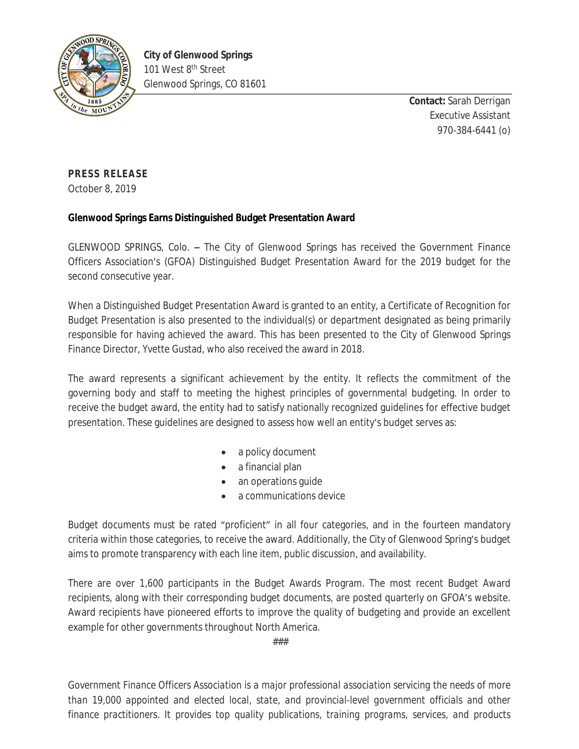**City of Glenwood Springs**
101 West 8th Street
Glenwood Springs, CO 81601

**Contact:** Sarah Derrigan
Executive Assistant
970-384-6441 (o)

**PRESS RELEASE**
October 8, 2019

**Glenwood Springs Earns Distinguished Budget Presentation Award**

GLENWOOD SPRINGS, Colo. – The City of Glenwood Springs has received the Government Finance Officers Association's (GFOA) Distinguished Budget Presentation Award for the 2019 budget for the second consecutive year.

When a Distinguished Budget Presentation Award is granted to an entity, a Certificate of Recognition for Budget Presentation is also presented to the individual(s) or department designated as being primarily responsible for having achieved the award. This has been presented to the City of Glenwood Springs Finance Director, Yvette Gustad, who also received the award in 2018.

The award represents a significant achievement by the entity. It reflects the commitment of the governing body and staff to meeting the highest principles of governmental budgeting. In order to receive the budget award, the entity had to satisfy nationally recognized guidelines for effective budget presentation. These guidelines are designed to assess how well an entity's budget serves as:

- a policy document
- a financial plan
- an operations guide
- a communications device

Budget documents must be rated "proficient" in all four categories, and in the fourteen mandatory criteria within those categories, to receive the award. Additionally, the City of Glenwood Spring's budget aims to promote transparency with each line item, public discussion, and availability.

There are over 1,600 participants in the Budget Awards Program. The most recent Budget Award recipients, along with their corresponding budget documents, are posted quarterly on GFOA's website. Award recipients have pioneered efforts to improve the quality of budgeting and provide an excellent example for other governments throughout North America.

###

*Government Finance Officers Association is a major professional association servicing the needs of more than 19,000 appointed and elected local, state, and provincial-level government officials and other finance practitioners. It provides top quality publications, training programs, services, and products*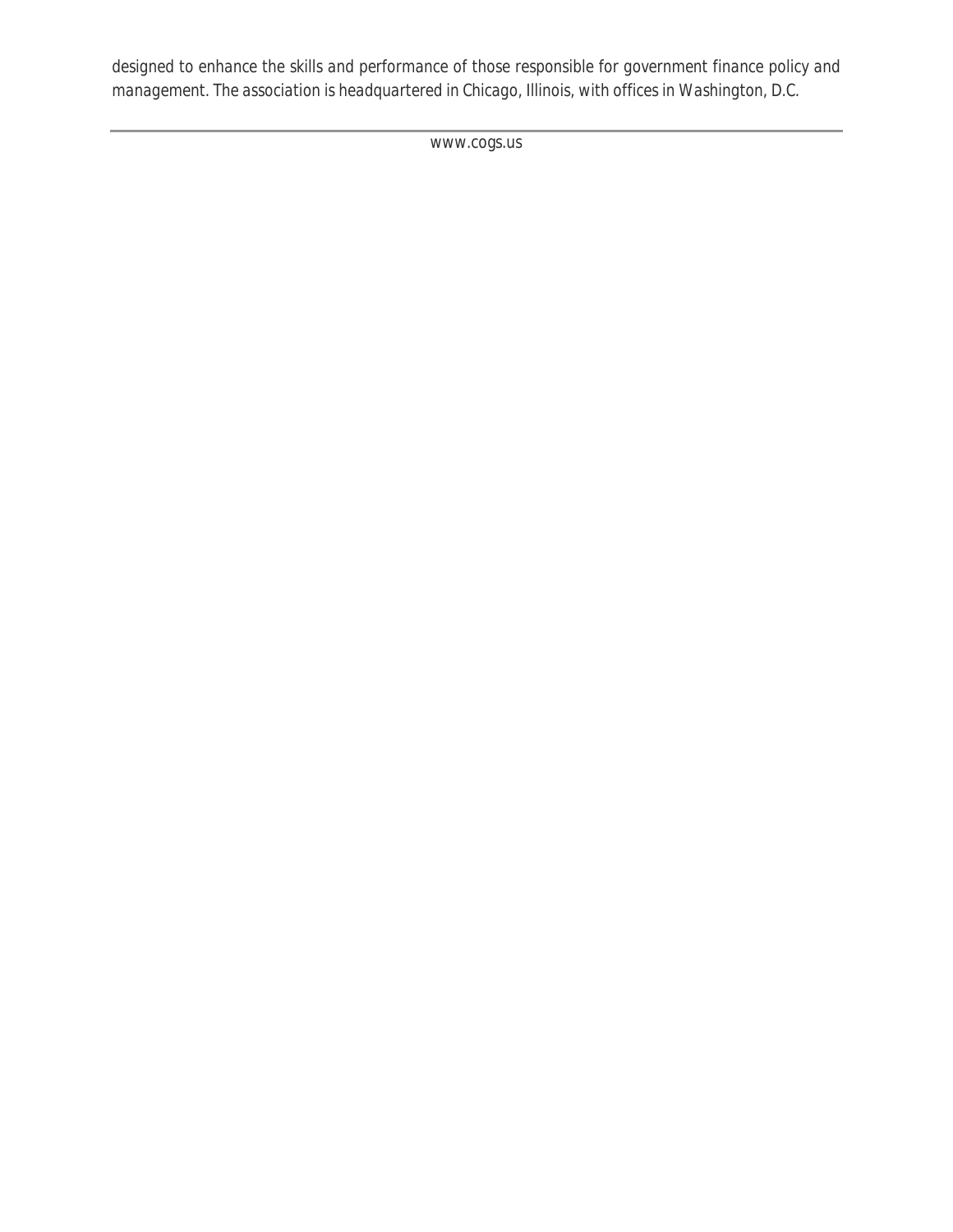*designed to enhance the skills and performance of those responsible for government finance policy and management. The association is headquartered in Chicago, Illinois, with offices in Washington, D.C.*

---

www.cogs.us